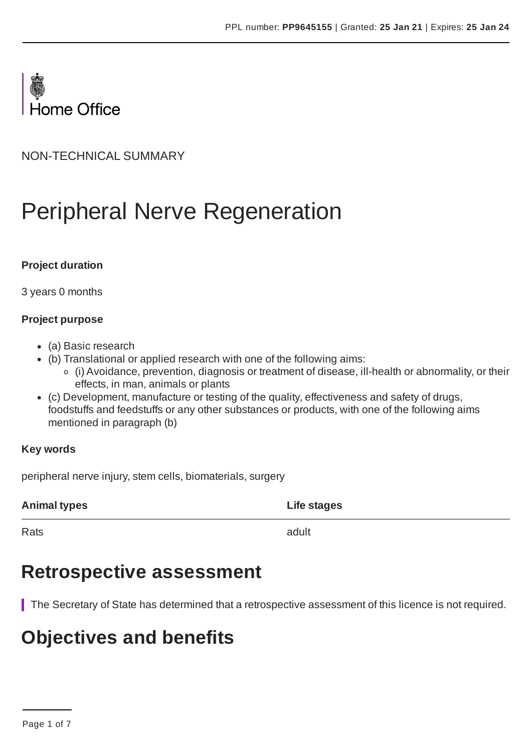Home Office

NON-TECHNICAL SUMMARY

# Peripheral Nerve Regeneration

**Project duration**

3 years 0 months

**Project purpose**

- (a) Basic research
- (b) Translational or applied research with one of the following aims:
  - (i) Avoidance, prevention, diagnosis or treatment of disease, ill-health or abnormality, or their effects, in man, animals or plants
- (c) Development, manufacture or testing of the quality, effectiveness and safety of drugs, foodstuffs and feedstuffs or any other substances or products, with one of the following aims mentioned in paragraph (b)

**Key words**

peripheral nerve injury, stem cells, biomaterials, surgery

| Animal types | Life stages |
| --- | --- |
| Rats | adult |

## Retrospective assessment

The Secretary of State has determined that a retrospective assessment of this licence is not required.

## Objectives and benefits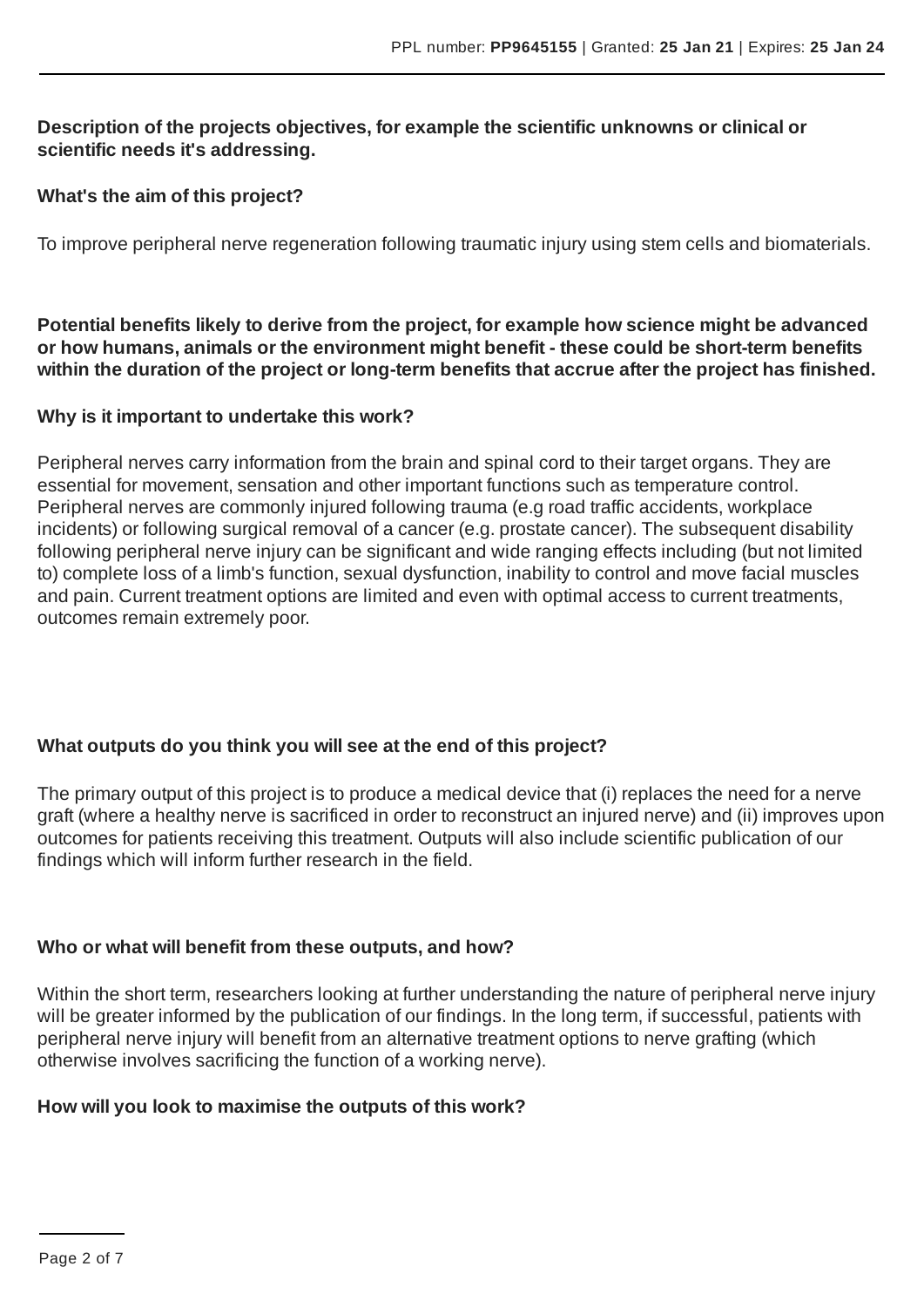**Description of the projects objectives, for example the scientific unknowns or clinical or scientific needs it's addressing.**

**What's the aim of this project?**

To improve peripheral nerve regeneration following traumatic injury using stem cells and biomaterials.

**Potential benefits likely to derive from the project, for example how science might be advanced or how humans, animals or the environment might benefit - these could be short-term benefits within the duration of the project or long-term benefits that accrue after the project has finished.**

**Why is it important to undertake this work?**

Peripheral nerves carry information from the brain and spinal cord to their target organs. They are essential for movement, sensation and other important functions such as temperature control. Peripheral nerves are commonly injured following trauma (e.g road traffic accidents, workplace incidents) or following surgical removal of a cancer (e.g. prostate cancer). The subsequent disability following peripheral nerve injury can be significant and wide ranging effects including (but not limited to) complete loss of a limb's function, sexual dysfunction, inability to control and move facial muscles and pain. Current treatment options are limited and even with optimal access to current treatments, outcomes remain extremely poor.

**What outputs do you think you will see at the end of this project?**

The primary output of this project is to produce a medical device that (i) replaces the need for a nerve graft (where a healthy nerve is sacrificed in order to reconstruct an injured nerve) and (ii) improves upon outcomes for patients receiving this treatment. Outputs will also include scientific publication of our findings which will inform further research in the field.

**Who or what will benefit from these outputs, and how?**

Within the short term, researchers looking at further understanding the nature of peripheral nerve injury will be greater informed by the publication of our findings. In the long term, if successful, patients with peripheral nerve injury will benefit from an alternative treatment options to nerve grafting (which otherwise involves sacrificing the function of a working nerve).

**How will you look to maximise the outputs of this work?**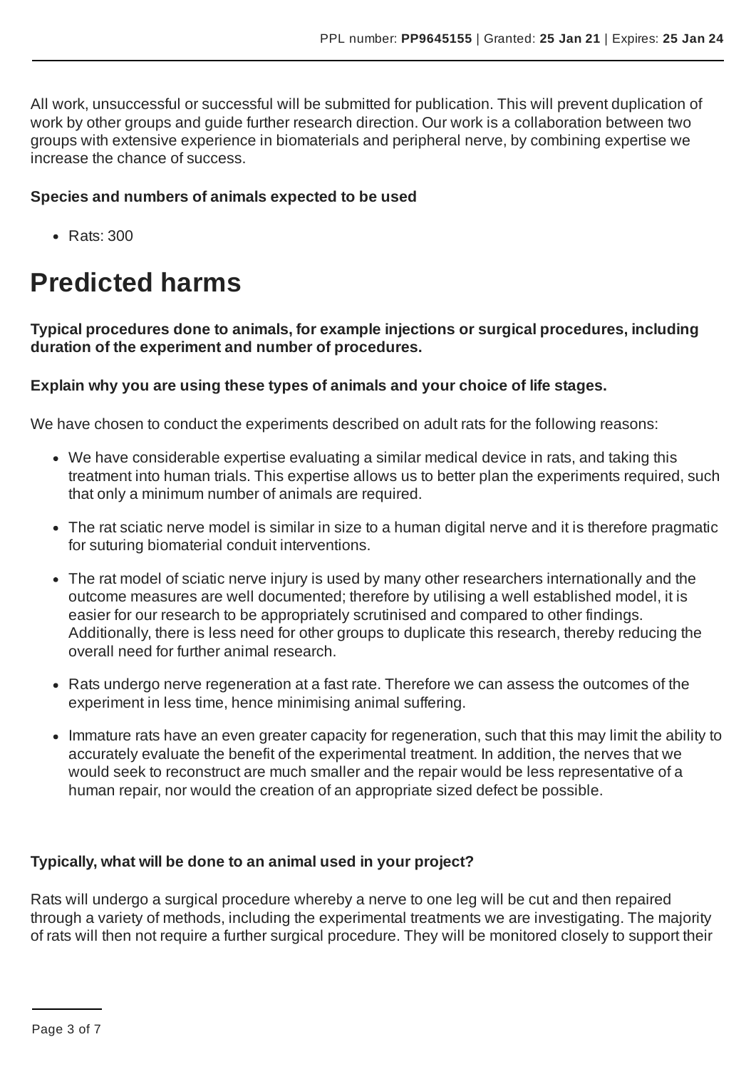All work, unsuccessful or successful will be submitted for publication. This will prevent duplication of work by other groups and guide further research direction. Our work is a collaboration between two groups with extensive experience in biomaterials and peripheral nerve, by combining expertise we increase the chance of success.

**Species and numbers of animals expected to be used**

- Rats: 300

# Predicted harms

**Typical procedures done to animals, for example injections or surgical procedures, including duration of the experiment and number of procedures.**

**Explain why you are using these types of animals and your choice of life stages.**

We have chosen to conduct the experiments described on adult rats for the following reasons:

- We have considerable expertise evaluating a similar medical device in rats, and taking this treatment into human trials. This expertise allows us to better plan the experiments required, such that only a minimum number of animals are required.
- The rat sciatic nerve model is similar in size to a human digital nerve and it is therefore pragmatic for suturing biomaterial conduit interventions.
- The rat model of sciatic nerve injury is used by many other researchers internationally and the outcome measures are well documented; therefore by utilising a well established model, it is easier for our research to be appropriately scrutinised and compared to other findings. Additionally, there is less need for other groups to duplicate this research, thereby reducing the overall need for further animal research.
- Rats undergo nerve regeneration at a fast rate. Therefore we can assess the outcomes of the experiment in less time, hence minimising animal suffering.
- Immature rats have an even greater capacity for regeneration, such that this may limit the ability to accurately evaluate the benefit of the experimental treatment. In addition, the nerves that we would seek to reconstruct are much smaller and the repair would be less representative of a human repair, nor would the creation of an appropriate sized defect be possible.

**Typically, what will be done to an animal used in your project?**

Rats will undergo a surgical procedure whereby a nerve to one leg will be cut and then repaired through a variety of methods, including the experimental treatments we are investigating. The majority of rats will then not require a further surgical procedure. They will be monitored closely to support their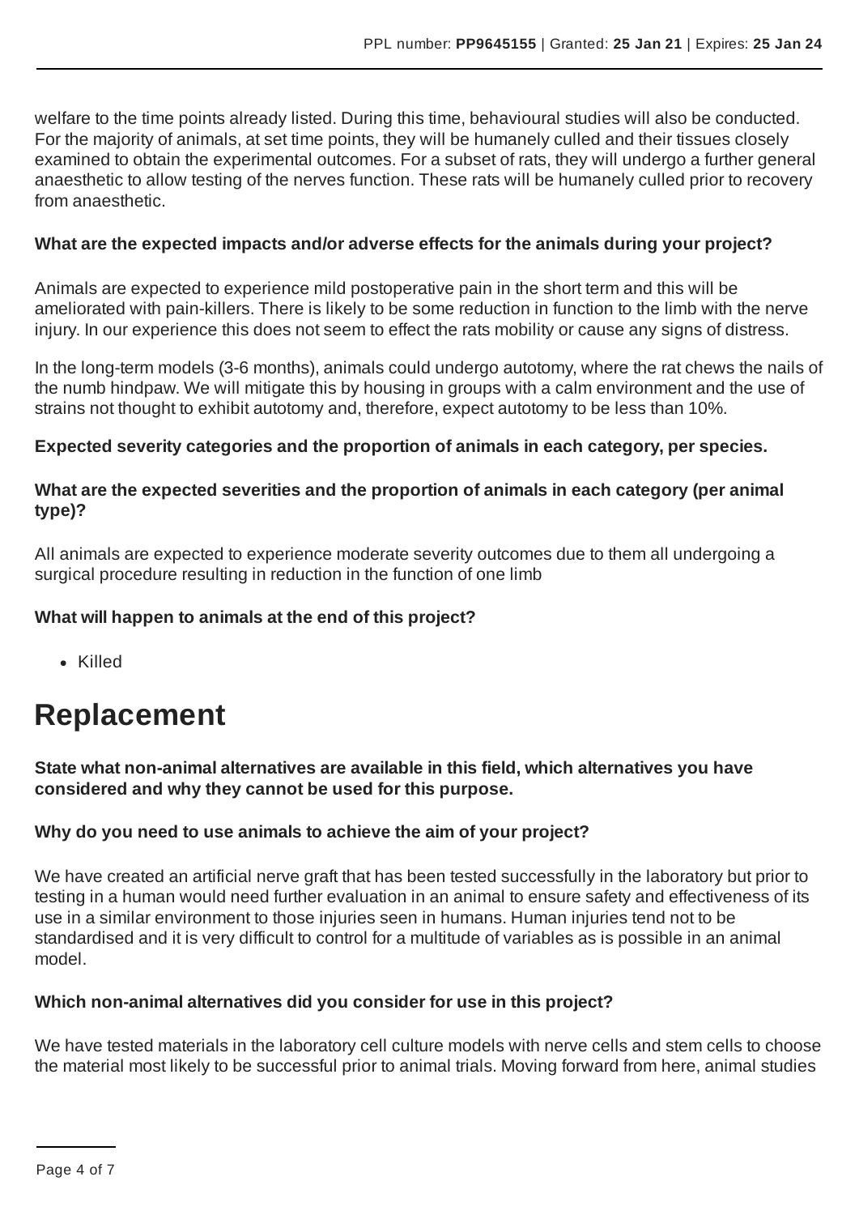welfare to the time points already listed. During this time, behavioural studies will also be conducted. For the majority of animals, at set time points, they will be humanely culled and their tissues closely examined to obtain the experimental outcomes. For a subset of rats, they will undergo a further general anaesthetic to allow testing of the nerves function. These rats will be humanely culled prior to recovery from anaesthetic.

**What are the expected impacts and/or adverse effects for the animals during your project?**

Animals are expected to experience mild postoperative pain in the short term and this will be ameliorated with pain-killers. There is likely to be some reduction in function to the limb with the nerve injury. In our experience this does not seem to effect the rats mobility or cause any signs of distress.

In the long-term models (3-6 months), animals could undergo autotomy, where the rat chews the nails of the numb hindpaw. We will mitigate this by housing in groups with a calm environment and the use of strains not thought to exhibit autotomy and, therefore, expect autotomy to be less than 10%.

**Expected severity categories and the proportion of animals in each category, per species.**

**What are the expected severities and the proportion of animals in each category (per animal type)?**

All animals are expected to experience moderate severity outcomes due to them all undergoing a surgical procedure resulting in reduction in the function of one limb

**What will happen to animals at the end of this project?**

- Killed

# Replacement

**State what non-animal alternatives are available in this field, which alternatives you have considered and why they cannot be used for this purpose.**

**Why do you need to use animals to achieve the aim of your project?**

We have created an artificial nerve graft that has been tested successfully in the laboratory but prior to testing in a human would need further evaluation in an animal to ensure safety and effectiveness of its use in a similar environment to those injuries seen in humans. Human injuries tend not to be standardised and it is very difficult to control for a multitude of variables as is possible in an animal model.

**Which non-animal alternatives did you consider for use in this project?**

We have tested materials in the laboratory cell culture models with nerve cells and stem cells to choose the material most likely to be successful prior to animal trials. Moving forward from here, animal studies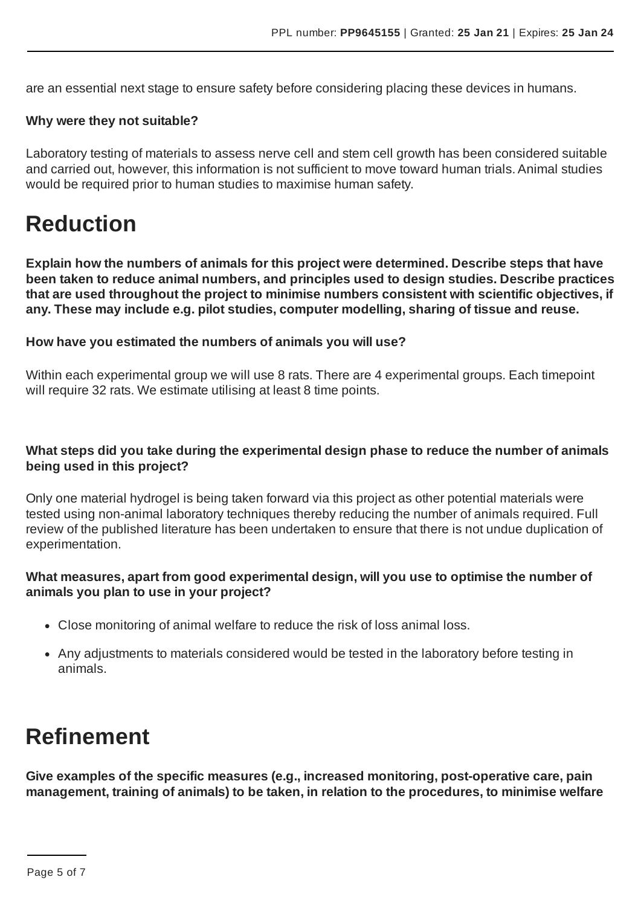are an essential next stage to ensure safety before considering placing these devices in humans.

**Why were they not suitable?**

Laboratory testing of materials to assess nerve cell and stem cell growth has been considered suitable and carried out, however, this information is not sufficient to move toward human trials. Animal studies would be required prior to human studies to maximise human safety.

# Reduction

**Explain how the numbers of animals for this project were determined. Describe steps that have been taken to reduce animal numbers, and principles used to design studies. Describe practices that are used throughout the project to minimise numbers consistent with scientific objectives, if any. These may include e.g. pilot studies, computer modelling, sharing of tissue and reuse.**

**How have you estimated the numbers of animals you will use?**

Within each experimental group we will use 8 rats. There are 4 experimental groups. Each timepoint will require 32 rats. We estimate utilising at least 8 time points.

**What steps did you take during the experimental design phase to reduce the number of animals being used in this project?**

Only one material hydrogel is being taken forward via this project as other potential materials were tested using non-animal laboratory techniques thereby reducing the number of animals required. Full review of the published literature has been undertaken to ensure that there is not undue duplication of experimentation.

**What measures, apart from good experimental design, will you use to optimise the number of animals you plan to use in your project?**

- Close monitoring of animal welfare to reduce the risk of loss animal loss.
- Any adjustments to materials considered would be tested in the laboratory before testing in animals.

# Refinement

**Give examples of the specific measures (e.g., increased monitoring, post-operative care, pain management, training of animals) to be taken, in relation to the procedures, to minimise welfare**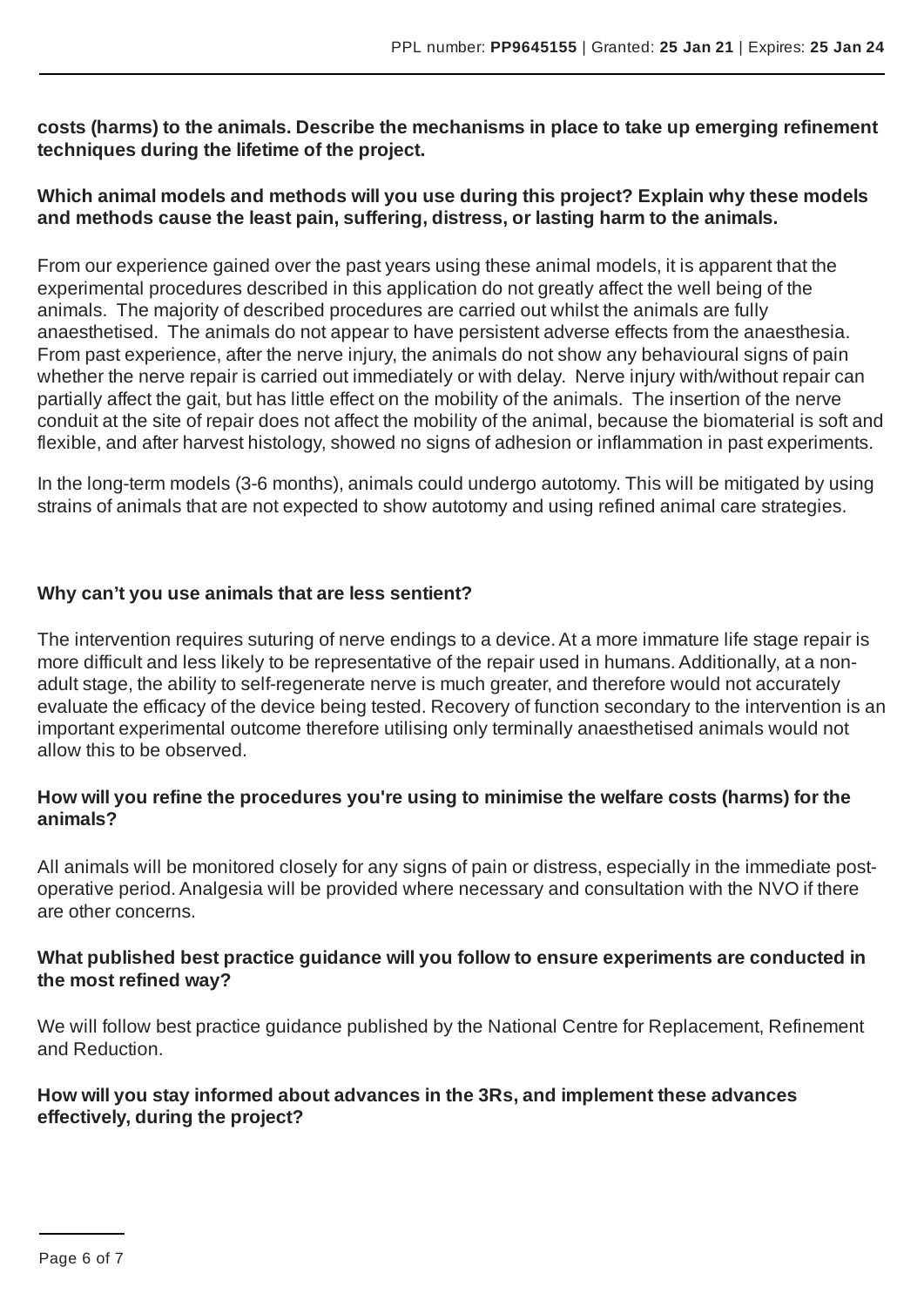**costs (harms) to the animals. Describe the mechanisms in place to take up emerging refinement techniques during the lifetime of the project.**

**Which animal models and methods will you use during this project? Explain why these models and methods cause the least pain, suffering, distress, or lasting harm to the animals.**

From our experience gained over the past years using these animal models, it is apparent that the experimental procedures described in this application do not greatly affect the well being of the animals. The majority of described procedures are carried out whilst the animals are fully anaesthetised. The animals do not appear to have persistent adverse effects from the anaesthesia. From past experience, after the nerve injury, the animals do not show any behavioural signs of pain whether the nerve repair is carried out immediately or with delay. Nerve injury with/without repair can partially affect the gait, but has little effect on the mobility of the animals. The insertion of the nerve conduit at the site of repair does not affect the mobility of the animal, because the biomaterial is soft and flexible, and after harvest histology, showed no signs of adhesion or inflammation in past experiments.

In the long-term models (3-6 months), animals could undergo autotomy. This will be mitigated by using strains of animals that are not expected to show autotomy and using refined animal care strategies.

**Why can't you use animals that are less sentient?**

The intervention requires suturing of nerve endings to a device. At a more immature life stage repair is more difficult and less likely to be representative of the repair used in humans. Additionally, at a non-adult stage, the ability to self-regenerate nerve is much greater, and therefore would not accurately evaluate the efficacy of the device being tested. Recovery of function secondary to the intervention is an important experimental outcome therefore utilising only terminally anaesthetised animals would not allow this to be observed.

**How will you refine the procedures you're using to minimise the welfare costs (harms) for the animals?**

All animals will be monitored closely for any signs of pain or distress, especially in the immediate post-operative period. Analgesia will be provided where necessary and consultation with the NVO if there are other concerns.

**What published best practice guidance will you follow to ensure experiments are conducted in the most refined way?**

We will follow best practice guidance published by the National Centre for Replacement, Refinement and Reduction.

**How will you stay informed about advances in the 3Rs, and implement these advances effectively, during the project?**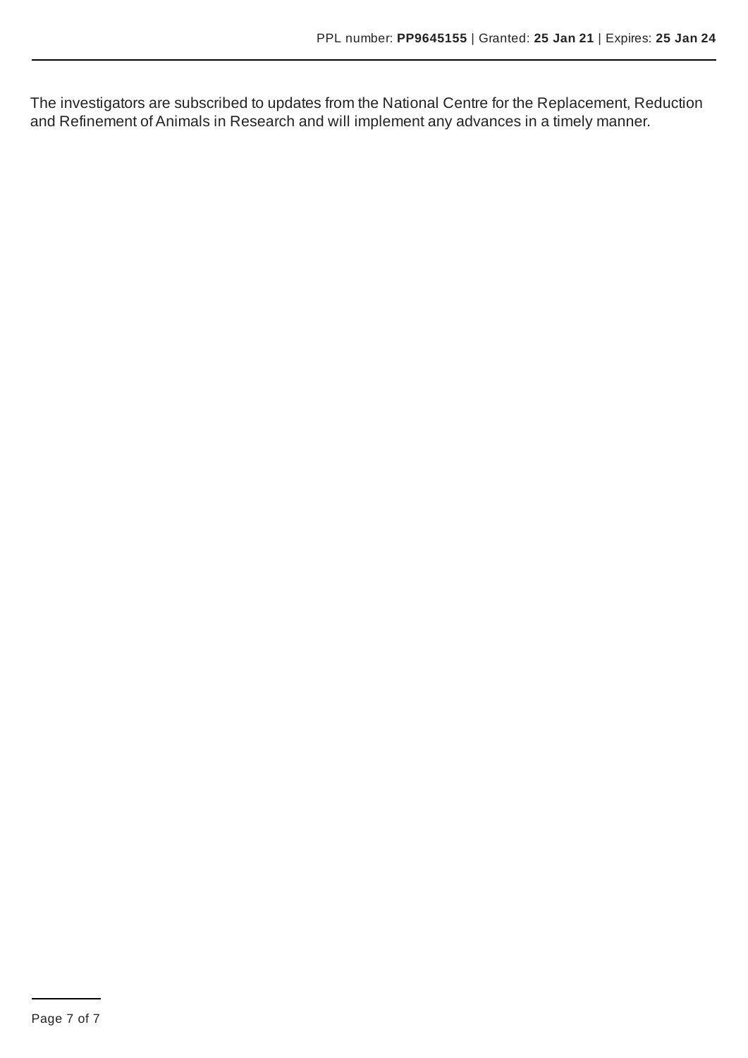The investigators are subscribed to updates from the National Centre for the Replacement, Reduction and Refinement of Animals in Research and will implement any advances in a timely manner.